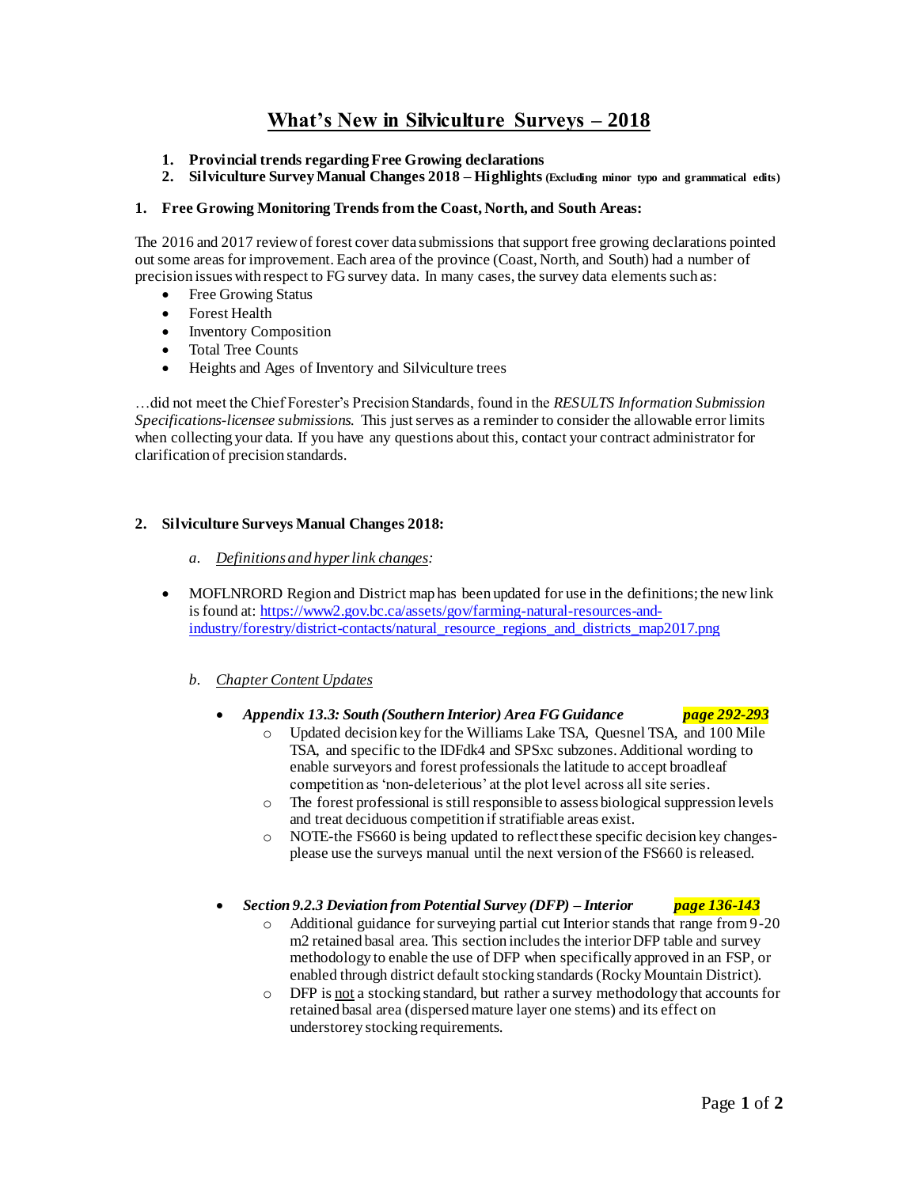# What's New in Silviculture Surveys – 2018

1. **Provincial trends regarding Free Growing declarations**
2. **Silviculture Survey Manual Changes 2018 – Highlights** **(Excluding minor typo and grammatical edits)**

## 1. Free Growing Monitoring Trends from the Coast, North, and South Areas:

The 2016 and 2017 review of forest cover data submissions that support free growing declarations pointed out some areas for improvement. Each area of the province (Coast, North, and South) had a number of precision issues with respect to FG survey data. In many cases, the survey data elements such as:

- Free Growing Status
- Forest Health
- Inventory Composition
- Total Tree Counts
- Heights and Ages of Inventory and Silviculture trees

…did not meet the Chief Forester's Precision Standards, found in the *RESULTS Information Submission Specifications-licensee submissions*. This just serves as a reminder to consider the allowable error limits when collecting your data. If you have any questions about this, contact your contract administrator for clarification of precision standards.

## 2. Silviculture Surveys Manual Changes 2018:

### a. *Definitions and hyper link changes:*

- MOFLNRORD Region and District map has been updated for use in the definitions; the new link is found at: https://www2.gov.bc.ca/assets/gov/farming-natural-resources-and-industry/forestry/district-contacts/natural_resource_regions_and_districts_map2017.png

### b. *Chapter Content Updates*

- ***Appendix 13.3: South (Southern Interior) Area FG Guidance*** ***page 292-293***
  - Updated decision key for the Williams Lake TSA, Quesnel TSA, and 100 Mile TSA, and specific to the IDFdk4 and SPSxc subzones. Additional wording to enable surveyors and forest professionals the latitude to accept broadleaf competition as 'non-deleterious' at the plot level across all site series.
  - The forest professional is still responsible to assess biological suppression levels and treat deciduous competition if stratifiable areas exist.
  - NOTE-the FS660 is being updated to reflect these specific decision key changes-please use the surveys manual until the next version of the FS660 is released.

- ***Section 9.2.3 Deviation from Potential Survey (DFP) – Interior*** ***page 136-143***
  - Additional guidance for surveying partial cut Interior stands that range from 9-20 m2 retained basal area. This section includes the interior DFP table and survey methodology to enable the use of DFP when specifically approved in an FSP, or enabled through district default stocking standards (Rocky Mountain District).
  - DFP is not a stocking standard, but rather a survey methodology that accounts for retained basal area (dispersed mature layer one stems) and its effect on understorey stocking requirements.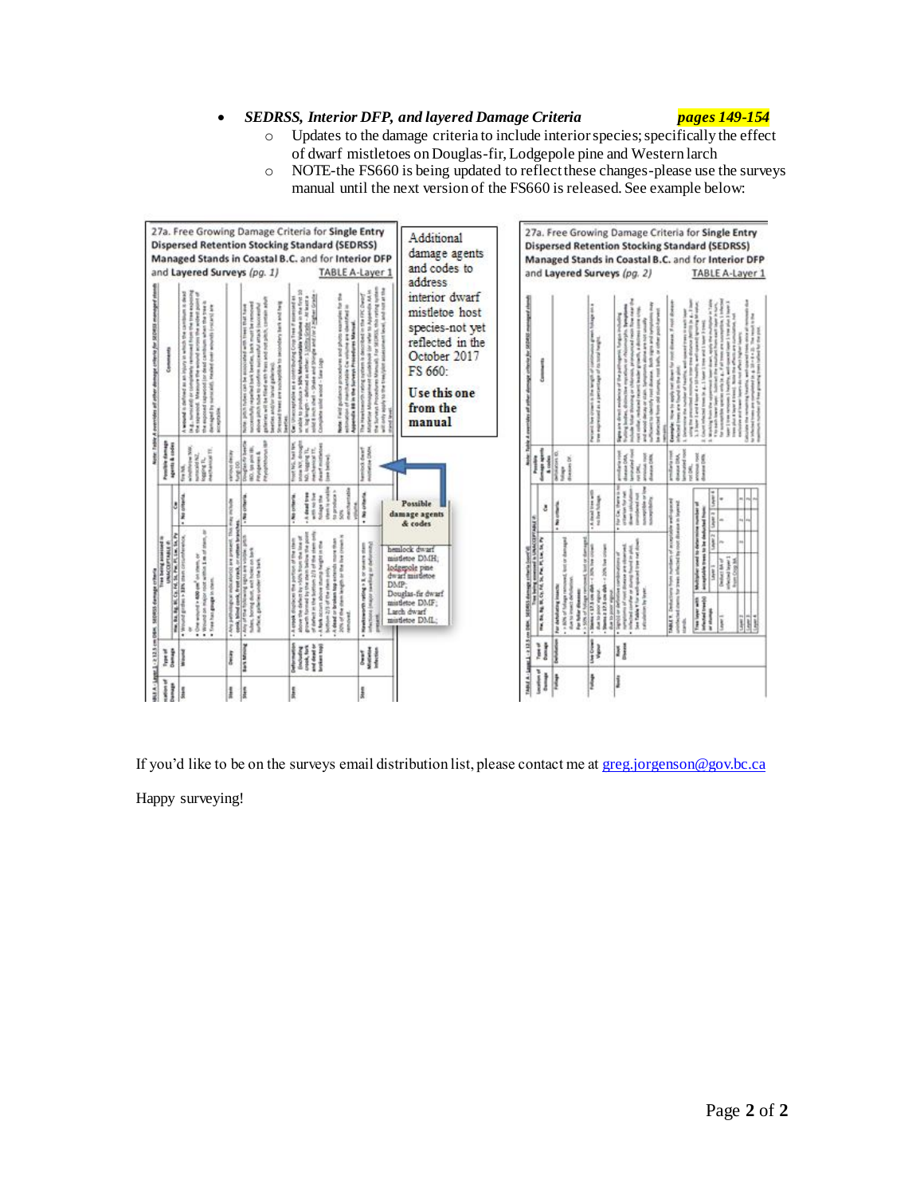- ***SEDRSS, Interior DFP, and layered Damage Criteria*** ***pages 149-154***
  - Updates to the damage criteria to include interior species; specifically the effect of dwarf mistletoes on Douglas-fir, Lodgepole pine and Western larch
  - NOTE-the FS660 is being updated to reflect these changes-please use the surveys manual until the next version of the FS660 is released. See example below:

27a. Free Growing Damage Criteria for **Single Entry Dispersed Retention Stocking Standard (SEDRSS)** Managed Stands in Coastal B.C. and for **Interior DFP** and **Layered Surveys** *(pg. 1)* TABLE A-Layer 1

Additional damage agents and codes to address interior dwarf mistletoe host species-not yet reflected in the October 2017 FS 660:

**Use this one from the manual**

**Possible damage agents & codes**

hemlock dwarf mistletoe DMH; lodgepole pine dwarf mistletoe DMP; Douglas-fir dwarf mistletoe DMF; Larch dwarf mistletoe DML;

27a. Free Growing Damage Criteria for **Single Entry Dispersed Retention Stocking Standard (SEDRSS)** Managed Stands in Coastal B.C. and for **Interior DFP** and **Layered Surveys** *(pg. 2)* TABLE A-Layer 1

If you'd like to be on the surveys email distribution list, please contact me at greg.jorgenson@gov.bc.ca

Happy surveying!